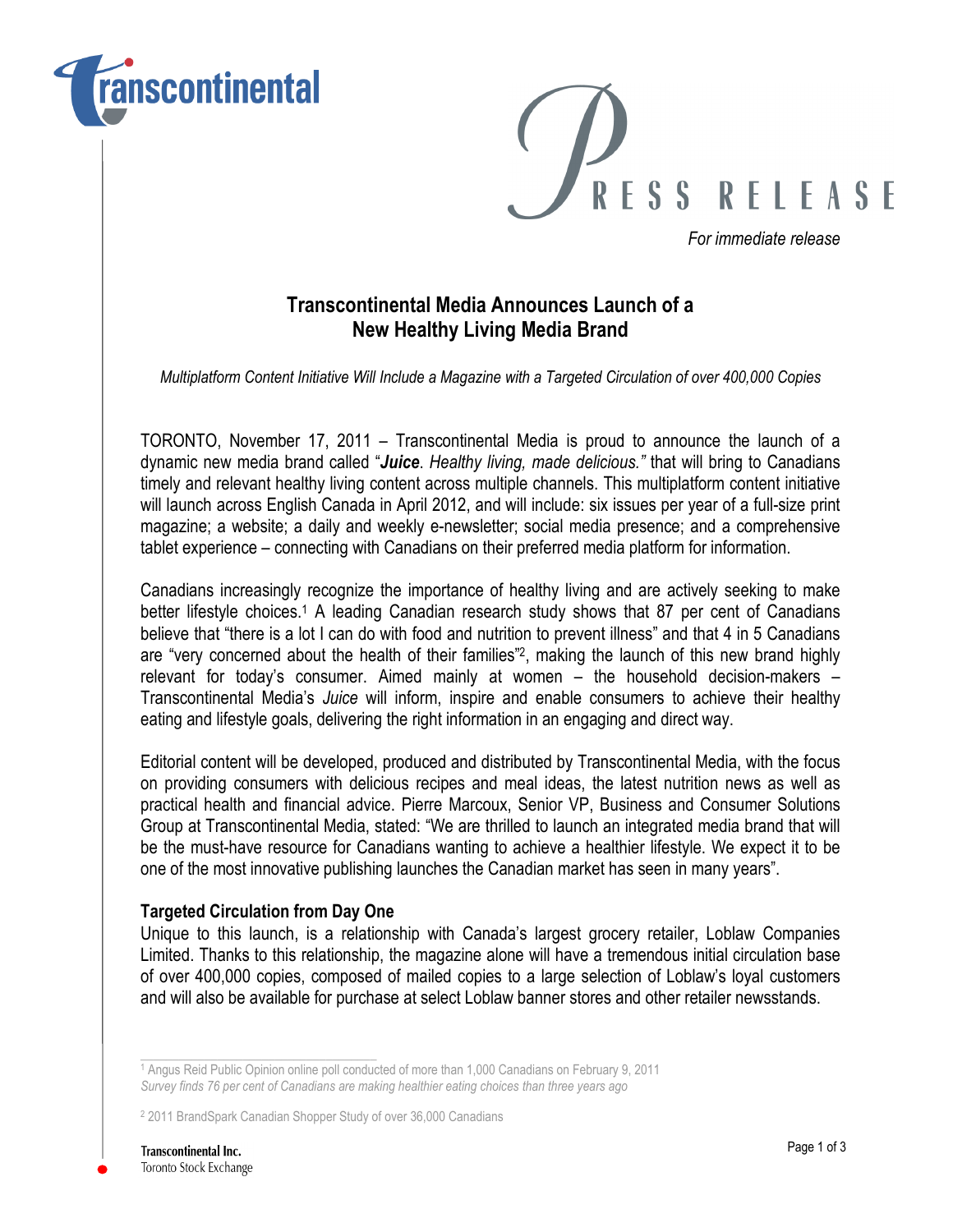transcontinental

PRESS RELEASE

*For immediate release*

## Transcontinental Media Announces Launch of a New Healthy Living Media Brand

*Multiplatform Content Initiative Will Include a Magazine with a Targeted Circulation of over 400,000 Copies*

TORONTO, November 17, 2011 – Transcontinental Media is proud to announce the launch of a dynamic new media brand called "***Juice***. *Healthy living, made delicious."* that will bring to Canadians timely and relevant healthy living content across multiple channels. This multiplatform content initiative will launch across English Canada in April 2012, and will include: six issues per year of a full-size print magazine; a website; a daily and weekly e-newsletter; social media presence; and a comprehensive tablet experience – connecting with Canadians on their preferred media platform for information.

Canadians increasingly recognize the importance of healthy living and are actively seeking to make better lifestyle choices.[1] A leading Canadian research study shows that 87 per cent of Canadians believe that "there is a lot I can do with food and nutrition to prevent illness" and that 4 in 5 Canadians are "very concerned about the health of their families"[2], making the launch of this new brand highly relevant for today's consumer. Aimed mainly at women – the household decision-makers – Transcontinental Media's *Juice* will inform, inspire and enable consumers to achieve their healthy eating and lifestyle goals, delivering the right information in an engaging and direct way.

Editorial content will be developed, produced and distributed by Transcontinental Media, with the focus on providing consumers with delicious recipes and meal ideas, the latest nutrition news as well as practical health and financial advice. Pierre Marcoux, Senior VP, Business and Consumer Solutions Group at Transcontinental Media, stated: "We are thrilled to launch an integrated media brand that will be the must-have resource for Canadians wanting to achieve a healthier lifestyle. We expect it to be one of the most innovative publishing launches the Canadian market has seen in many years".

### Targeted Circulation from Day One

Unique to this launch, is a relationship with Canada's largest grocery retailer, Loblaw Companies Limited. Thanks to this relationship, the magazine alone will have a tremendous initial circulation base of over 400,000 copies, composed of mailed copies to a large selection of Loblaw's loyal customers and will also be available for purchase at select Loblaw banner stores and other retailer newsstands.

---

[1] Angus Reid Public Opinion online poll conducted of more than 1,000 Canadians on February 9, 2011
*Survey finds 76 per cent of Canadians are making healthier eating choices than three years ago*

[2] 2011 BrandSpark Canadian Shopper Study of over 36,000 Canadians

Transcontinental Inc.
Toronto Stock Exchange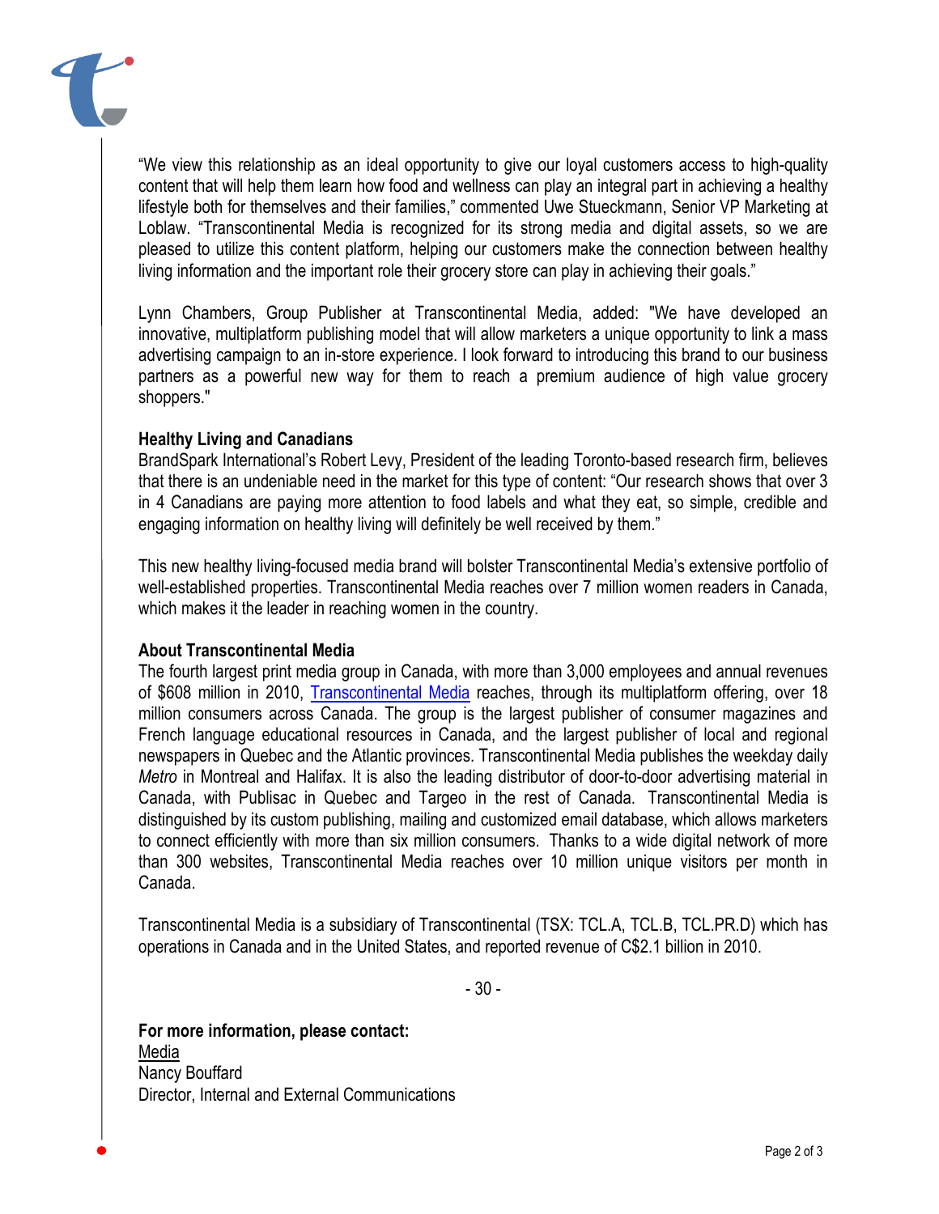"We view this relationship as an ideal opportunity to give our loyal customers access to high-quality content that will help them learn how food and wellness can play an integral part in achieving a healthy lifestyle both for themselves and their families," commented Uwe Stueckmann, Senior VP Marketing at Loblaw. "Transcontinental Media is recognized for its strong media and digital assets, so we are pleased to utilize this content platform, helping our customers make the connection between healthy living information and the important role their grocery store can play in achieving their goals."

Lynn Chambers, Group Publisher at Transcontinental Media, added: "We have developed an innovative, multiplatform publishing model that will allow marketers a unique opportunity to link a mass advertising campaign to an in-store experience. I look forward to introducing this brand to our business partners as a powerful new way for them to reach a premium audience of high value grocery shoppers."

**Healthy Living and Canadians**

BrandSpark International's Robert Levy, President of the leading Toronto-based research firm, believes that there is an undeniable need in the market for this type of content: "Our research shows that over 3 in 4 Canadians are paying more attention to food labels and what they eat, so simple, credible and engaging information on healthy living will definitely be well received by them."

This new healthy living-focused media brand will bolster Transcontinental Media's extensive portfolio of well-established properties. Transcontinental Media reaches over 7 million women readers in Canada, which makes it the leader in reaching women in the country.

**About Transcontinental Media**

The fourth largest print media group in Canada, with more than 3,000 employees and annual revenues of $608 million in 2010, Transcontinental Media reaches, through its multiplatform offering, over 18 million consumers across Canada. The group is the largest publisher of consumer magazines and French language educational resources in Canada, and the largest publisher of local and regional newspapers in Quebec and the Atlantic provinces. Transcontinental Media publishes the weekday daily *Metro* in Montreal and Halifax. It is also the leading distributor of door-to-door advertising material in Canada, with Publisac in Quebec and Targeo in the rest of Canada. Transcontinental Media is distinguished by its custom publishing, mailing and customized email database, which allows marketers to connect efficiently with more than six million consumers. Thanks to a wide digital network of more than 300 websites, Transcontinental Media reaches over 10 million unique visitors per month in Canada.

Transcontinental Media is a subsidiary of Transcontinental (TSX: TCL.A, TCL.B, TCL.PR.D) which has operations in Canada and in the United States, and reported revenue of C$2.1 billion in 2010.

\- 30 -

**For more information, please contact:**

Media
Nancy Bouffard
Director, Internal and External Communications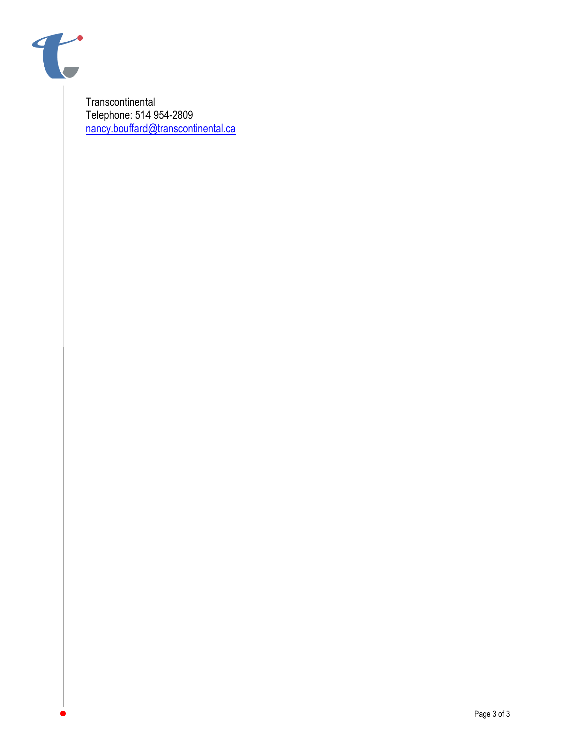Transcontinental
Telephone: 514 954-2809
nancy.bouffard@transcontinental.ca